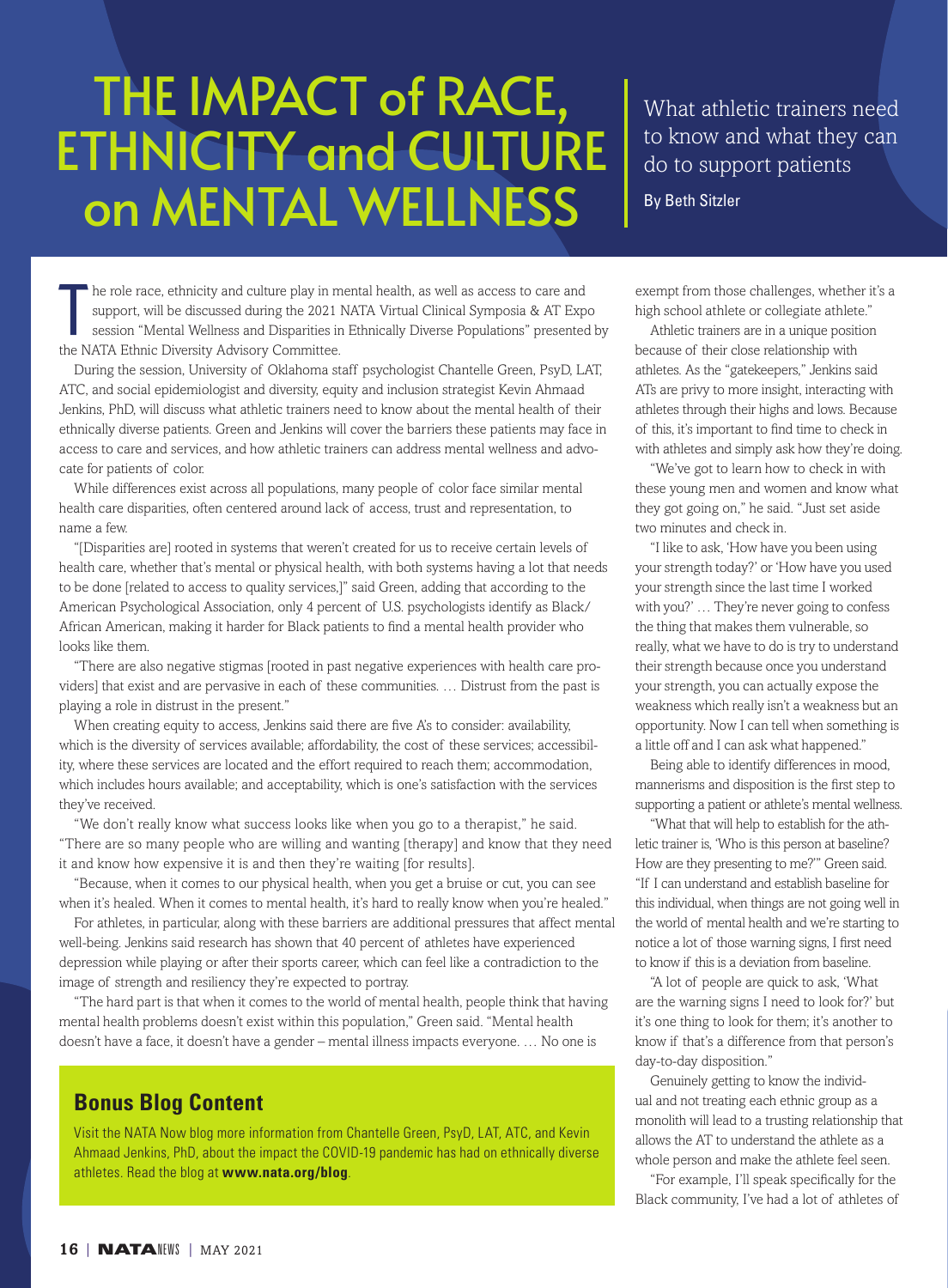# THE IMPACT of RACE, ETHNICITY and CULTURE on MENTAL WELLNESS

What athletic trainers need to know and what they can do to support patients

By Beth Sitzler

The role race, ethnicity and culture play in mental health, as well as access to care and support, will be discussed during the 2021 NATA Virtual Clinical Symposia & AT Expo session "Mental Wellness and Disparities in Ethnically Diverse Populations" presented by the NATA Ethnic Diversity Advisory Committee.

During the session, University of Oklahoma staff psychologist Chantelle Green, PsyD, LAT, ATC, and social epidemiologist and diversity, equity and inclusion strategist Kevin Ahmaad Jenkins, PhD, will discuss what athletic trainers need to know about the mental health of their ethnically diverse patients. Green and Jenkins will cover the barriers these patients may face in access to care and services, and how athletic trainers can address mental wellness and advocate for patients of color.

While differences exist across all populations, many people of color face similar mental health care disparities, often centered around lack of access, trust and representation, to name a few.

"[Disparities are] rooted in systems that weren't created for us to receive certain levels of health care, whether that's mental or physical health, with both systems having a lot that needs to be done [related to access to quality services,]" said Green, adding that according to the American Psychological Association, only 4 percent of U.S. psychologists identify as Black/African American, making it harder for Black patients to find a mental health provider who looks like them.

"There are also negative stigmas [rooted in past negative experiences with health care providers] that exist and are pervasive in each of these communities. … Distrust from the past is playing a role in distrust in the present."

When creating equity to access, Jenkins said there are five A's to consider: availability, which is the diversity of services available; affordability, the cost of these services; accessibility, where these services are located and the effort required to reach them; accommodation, which includes hours available; and acceptability, which is one's satisfaction with the services they've received.

"We don't really know what success looks like when you go to a therapist," he said. "There are so many people who are willing and wanting [therapy] and know that they need it and know how expensive it is and then they're waiting [for results].

"Because, when it comes to our physical health, when you get a bruise or cut, you can see when it's healed. When it comes to mental health, it's hard to really know when you're healed."

For athletes, in particular, along with these barriers are additional pressures that affect mental well-being. Jenkins said research has shown that 40 percent of athletes have experienced depression while playing or after their sports career, which can feel like a contradiction to the image of strength and resiliency they're expected to portray.

"The hard part is that when it comes to the world of mental health, people think that having mental health problems doesn't exist within this population," Green said. "Mental health doesn't have a face, it doesn't have a gender – mental illness impacts everyone. … No one is exempt from those challenges, whether it's a high school athlete or collegiate athlete."

Athletic trainers are in a unique position because of their close relationship with athletes. As the "gatekeepers," Jenkins said ATs are privy to more insight, interacting with athletes through their highs and lows. Because of this, it's important to find time to check in with athletes and simply ask how they're doing.

"We've got to learn how to check in with these young men and women and know what they got going on," he said. "Just set aside two minutes and check in.

"I like to ask, 'How have you been using your strength today?' or 'How have you used your strength since the last time I worked with you?' … They're never going to confess the thing that makes them vulnerable, so really, what we have to do is try to understand their strength because once you understand your strength, you can actually expose the weakness which really isn't a weakness but an opportunity. Now I can tell when something is a little off and I can ask what happened."

Being able to identify differences in mood, mannerisms and disposition is the first step to supporting a patient or athlete's mental wellness.

"What that will help to establish for the athletic trainer is, 'Who is this person at baseline? How are they presenting to me?'" Green said. "If I can understand and establish baseline for this individual, when things are not going well in the world of mental health and we're starting to notice a lot of those warning signs, I first need to know if this is a deviation from baseline.

"A lot of people are quick to ask, 'What are the warning signs I need to look for?' but it's one thing to look for them; it's another to know if that's a difference from that person's day-to-day disposition."

Genuinely getting to know the individual and not treating each ethnic group as a monolith will lead to a trusting relationship that allows the AT to understand the athlete as a whole person and make the athlete feel seen.

"For example, I'll speak specifically for the Black community, I've had a lot of athletes of

## Bonus Blog Content

Visit the NATA Now blog more information from Chantelle Green, PsyD, LAT, ATC, and Kevin Ahmaad Jenkins, PhD, about the impact the COVID-19 pandemic has had on ethnically diverse athletes. Read the blog at **www.nata.org/blog**.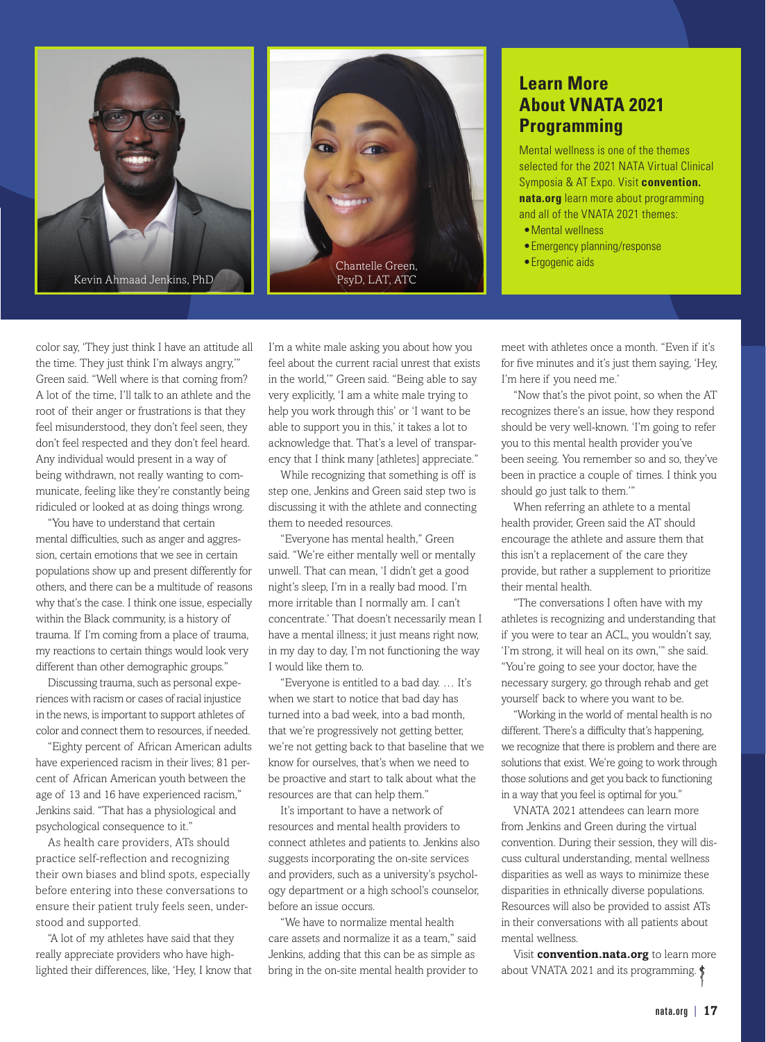Kevin Ahmaad Jenkins, PhD

Chantelle Green, PsyD, LAT, ATC

## Learn More About VNATA 2021 Programming

Mental wellness is one of the themes selected for the 2021 NATA Virtual Clinical Symposia & AT Expo. Visit **convention.nata.org** learn more about programming and all of the VNATA 2021 themes:

- Mental wellness
- Emergency planning/response
- Ergogenic aids

color say, 'They just think I have an attitude all the time. They just think I'm always angry,'" Green said. "Well where is that coming from? A lot of the time, I'll talk to an athlete and the root of their anger or frustrations is that they feel misunderstood, they don't feel seen, they don't feel respected and they don't feel heard. Any individual would present in a way of being withdrawn, not really wanting to communicate, feeling like they're constantly being ridiculed or looked at as doing things wrong.

"You have to understand that certain mental difficulties, such as anger and aggression, certain emotions that we see in certain populations show up and present differently for others, and there can be a multitude of reasons why that's the case. I think one issue, especially within the Black community, is a history of trauma. If I'm coming from a place of trauma, my reactions to certain things would look very different than other demographic groups."

Discussing trauma, such as personal experiences with racism or cases of racial injustice in the news, is important to support athletes of color and connect them to resources, if needed.

"Eighty percent of African American adults have experienced racism in their lives; 81 percent of African American youth between the age of 13 and 16 have experienced racism," Jenkins said. "That has a physiological and psychological consequence to it."

As health care providers, ATs should practice self-reflection and recognizing their own biases and blind spots, especially before entering into these conversations to ensure their patient truly feels seen, understood and supported.

"A lot of my athletes have said that they really appreciate providers who have highlighted their differences, like, 'Hey, I know that I'm a white male asking you about how you feel about the current racial unrest that exists in the world,'" Green said. "Being able to say very explicitly, 'I am a white male trying to help you work through this' or 'I want to be able to support you in this,' it takes a lot to acknowledge that. That's a level of transparency that I think many [athletes] appreciate."

While recognizing that something is off is step one, Jenkins and Green said step two is discussing it with the athlete and connecting them to needed resources.

"Everyone has mental health," Green said. "We're either mentally well or mentally unwell. That can mean, 'I didn't get a good night's sleep, I'm in a really bad mood. I'm more irritable than I normally am. I can't concentrate.' That doesn't necessarily mean I have a mental illness; it just means right now, in my day to day, I'm not functioning the way I would like them to.

"Everyone is entitled to a bad day. … It's when we start to notice that bad day has turned into a bad week, into a bad month, that we're progressively not getting better, we're not getting back to that baseline that we know for ourselves, that's when we need to be proactive and start to talk about what the resources are that can help them."

It's important to have a network of resources and mental health providers to connect athletes and patients to. Jenkins also suggests incorporating the on-site services and providers, such as a university's psychology department or a high school's counselor, before an issue occurs.

"We have to normalize mental health care assets and normalize it as a team," said Jenkins, adding that this can be as simple as bring in the on-site mental health provider to meet with athletes once a month. "Even if it's for five minutes and it's just them saying, 'Hey, I'm here if you need me.'

"Now that's the pivot point, so when the AT recognizes there's an issue, how they respond should be very well-known. 'I'm going to refer you to this mental health provider you've been seeing. You remember so and so, they've been in practice a couple of times. I think you should go just talk to them.'"

When referring an athlete to a mental health provider, Green said the AT should encourage the athlete and assure them that this isn't a replacement of the care they provide, but rather a supplement to prioritize their mental health.

"The conversations I often have with my athletes is recognizing and understanding that if you were to tear an ACL, you wouldn't say, 'I'm strong, it will heal on its own,'" she said. "You're going to see your doctor, have the necessary surgery, go through rehab and get yourself back to where you want to be.

"Working in the world of mental health is no different. There's a difficulty that's happening, we recognize that there is problem and there are solutions that exist. We're going to work through those solutions and get you back to functioning in a way that you feel is optimal for you."

VNATA 2021 attendees can learn more from Jenkins and Green during the virtual convention. During their session, they will discuss cultural understanding, mental wellness disparities as well as ways to minimize these disparities in ethnically diverse populations. Resources will also be provided to assist ATs in their conversations with all patients about mental wellness.

Visit **convention.nata.org** to learn more about VNATA 2021 and its programming.